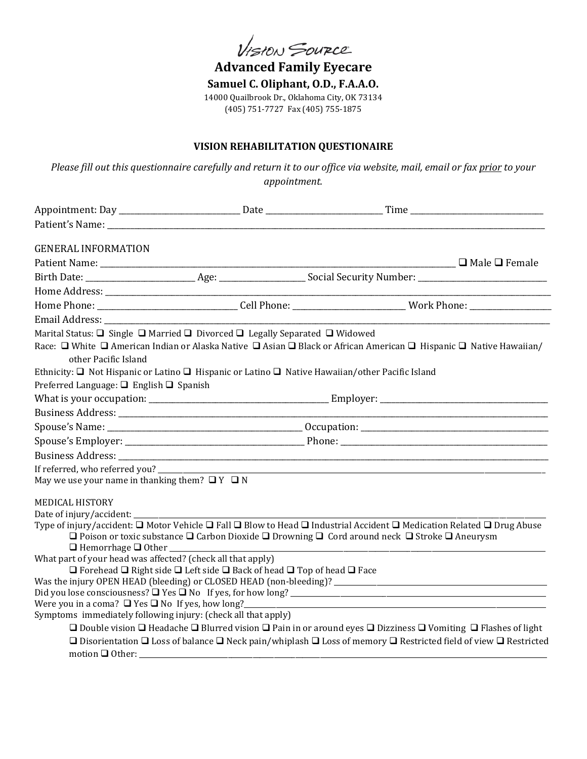Vision Source

# Advanced Family Eyecare

**Samuel C. Oliphant, O.D., F.A.A.O.**

14000 Quailbrook Dr., Oklahoma City, OK 73134
(405) 751-7727 Fax (405) 755-1875

## VISION REHABILITATION QUESTIONAIRE

*Please fill out this questionnaire carefully and return it to our office via website, mail, email or fax prior to your appointment.*

Appointment: Day ____________________ Date ____________________ Time ____________________
Patient's Name: ________________________________________________________________

GENERAL INFORMATION

Patient Name: ____________________________________________ ❑ Male ❑ Female
Birth Date: ________________ Age: ____________ Social Security Number: ____________________
Home Address: ________________________________________________________________
Home Phone: ____________________ Cell Phone: ________________ Work Phone: ____________
Email Address: ________________________________________________________________
Marital Status: ❑ Single ❑ Married ❑ Divorced ❑ Legally Separated ❑ Widowed
Race: ❑ White ❑ American Indian or Alaska Native ❑ Asian ❑ Black or African American ❑ Hispanic ❑ Native Hawaiian/ other Pacific Island
Ethnicity: ❑ Not Hispanic or Latino ❑ Hispanic or Latino ❑ Native Hawaiian/other Pacific Island
Preferred Language: ❑ English ❑ Spanish
What is your occupation: ____________________________ Employer: ____________________________
Business Address: ________________________________________________________________
Spouse's Name: ____________________________ Occupation: ____________________________
Spouse's Employer: ____________________________ Phone: ____________________________
Business Address: ________________________________________________________________
If referred, who referred you? ________________________________________________________________
May we use your name in thanking them? ❑ Y ❑ N

MEDICAL HISTORY

Date of injury/accident: ________________________________________________________________
Type of injury/accident: ❑ Motor Vehicle ❑ Fall ❑ Blow to Head ❑ Industrial Accident ❑ Medication Related ❑ Drug Abuse ❑ Poison or toxic substance ❑ Carbon Dioxide ❑ Drowning ❑ Cord around neck ❑ Stroke ❑ Aneurysm ❑ Hemorrhage ❑ Other ____________________________
What part of your head was affected? (check all that apply)
❑ Forehead ❑ Right side ❑ Left side ❑ Back of head ❑ Top of head ❑ Face
Was the injury OPEN HEAD (bleeding) or CLOSED HEAD (non-bleeding)? ____________________________
Did you lose consciousness? ❑ Yes ❑ No If yes, for how long? ____________________________
Were you in a coma? ❑ Yes ❑ No If yes, how long? ____________________________
Symptoms immediately following injury: (check all that apply)
❑ Double vision ❑ Headache ❑ Blurred vision ❑ Pain in or around eyes ❑ Dizziness ❑ Vomiting ❑ Flashes of light ❑ Disorientation ❑ Loss of balance ❑ Neck pain/whiplash ❑ Loss of memory ❑ Restricted field of view ❑ Restricted motion ❑ Other: ____________________________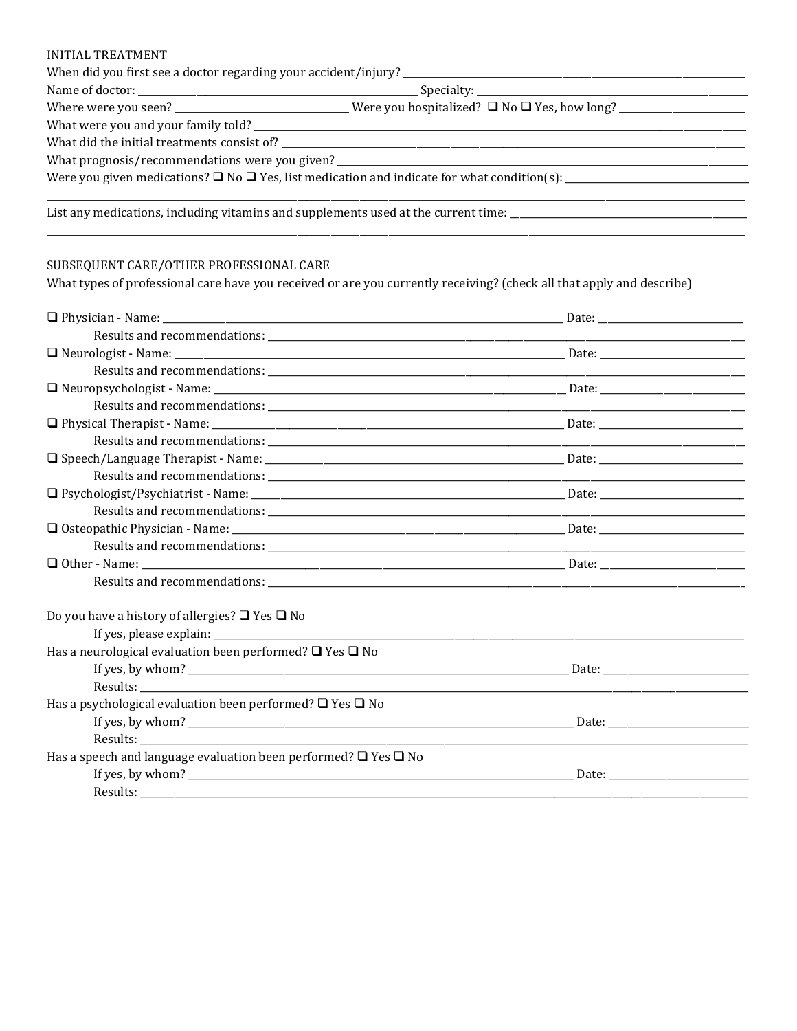INITIAL TREATMENT

When did you first see a doctor regarding your accident/injury? ____________________

Name of doctor: ____________________ Specialty: ____________________

Where were you seen? ____________________ Were you hospitalized? ❑ No ❑ Yes, how long? ____________________

What were you and your family told? ____________________

What did the initial treatments consist of? ____________________

What prognosis/recommendations were you given? ____________________

Were you given medications? ❑ No ❑ Yes, list medication and indicate for what condition(s): ____________________

____________________

List any medications, including vitamins and supplements used at the current time: ____________________

____________________

SUBSEQUENT CARE/OTHER PROFESSIONAL CARE

What types of professional care have you received or are you currently receiving? (check all that apply and describe)

❑ Physician - Name: ____________________ Date: ____________________
  Results and recommendations: ____________________

❑ Neurologist - Name: ____________________ Date: ____________________
  Results and recommendations: ____________________

❑ Neuropsychologist - Name: ____________________ Date: ____________________
  Results and recommendations: ____________________

❑ Physical Therapist - Name: ____________________ Date: ____________________
  Results and recommendations: ____________________

❑ Speech/Language Therapist - Name: ____________________ Date: ____________________
  Results and recommendations: ____________________

❑ Psychologist/Psychiatrist - Name: ____________________ Date: ____________________
  Results and recommendations: ____________________

❑ Osteopathic Physician - Name: ____________________ Date: ____________________
  Results and recommendations: ____________________

❑ Other - Name: ____________________ Date: ____________________
  Results and recommendations: ____________________

Do you have a history of allergies? ❑ Yes ❑ No
  If yes, please explain: ____________________

Has a neurological evaluation been performed? ❑ Yes ❑ No
  If yes, by whom? ____________________ Date: ____________________
  Results: ____________________

Has a psychological evaluation been performed? ❑ Yes ❑ No
  If yes, by whom? ____________________ Date: ____________________
  Results: ____________________

Has a speech and language evaluation been performed? ❑ Yes ❑ No
  If yes, by whom? ____________________ Date: ____________________
  Results: ____________________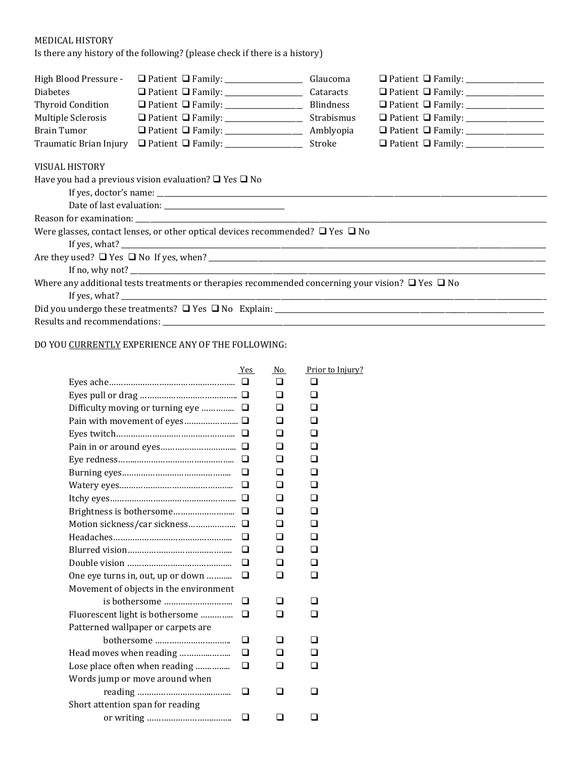MEDICAL HISTORY

Is there any history of the following? (please check if there is a history)

| | | | |
|---|---|---|---|
| High Blood Pressure - | ❑ Patient ❑ Family: ___________ | Glaucoma | ❑ Patient ❑ Family: ___________ |
| Diabetes | ❑ Patient ❑ Family: ___________ | Cataracts | ❑ Patient ❑ Family: ___________ |
| Thyroid Condition | ❑ Patient ❑ Family: ___________ | Blindness | ❑ Patient ❑ Family: ___________ |
| Multiple Sclerosis | ❑ Patient ❑ Family: ___________ | Strabismus | ❑ Patient ❑ Family: ___________ |
| Brain Tumor | ❑ Patient ❑ Family: ___________ | Amblyopia | ❑ Patient ❑ Family: ___________ |
| Traumatic Brian Injury | ❑ Patient ❑ Family: ___________ | Stroke | ❑ Patient ❑ Family: ___________ |

VISUAL HISTORY

Have you had a previous vision evaluation? ❑ Yes ❑ No

If yes, doctor's name: ___________________________________________

Date of last evaluation: ________________

Reason for examination: ___________________________________________

Were glasses, contact lenses, or other optical devices recommended? ❑ Yes ❑ No

If yes, what? ___________________________________________

Are they used? ❑ Yes ❑ No If yes, when? ___________________________________________

If no, why not? ___________________________________________

Where any additional tests treatments or therapies recommended concerning your vision? ❑ Yes ❑ No

If yes, what? ___________________________________________

Did you undergo these treatments? ❑ Yes ❑ No Explain: ___________________________________________

Results and recommendations: ___________________________________________

DO YOU CURRENTLY EXPERIENCE ANY OF THE FOLLOWING:

| | Yes | No | Prior to Injury? |
|---|---|---|---|
| Eyes ache | ❑ | ❑ | ❑ |
| Eyes pull or drag | ❑ | ❑ | ❑ |
| Difficulty moving or turning eye | ❑ | ❑ | ❑ |
| Pain with movement of eyes | ❑ | ❑ | ❑ |
| Eyes twitch | ❑ | ❑ | ❑ |
| Pain in or around eyes | ❑ | ❑ | ❑ |
| Eye redness | ❑ | ❑ | ❑ |
| Burning eyes | ❑ | ❑ | ❑ |
| Watery eyes | ❑ | ❑ | ❑ |
| Itchy eyes | ❑ | ❑ | ❑ |
| Brightness is bothersome | ❑ | ❑ | ❑ |
| Motion sickness/car sickness | ❑ | ❑ | ❑ |
| Headaches | ❑ | ❑ | ❑ |
| Blurred vision | ❑ | ❑ | ❑ |
| Double vision | ❑ | ❑ | ❑ |
| One eye turns in, out, up or down | ❑ | ❑ | ❑ |
| Movement of objects in the environment is bothersome | ❑ | ❑ | ❑ |
| Fluorescent light is bothersome | ❑ | ❑ | ❑ |
| Patterned wallpaper or carpets are bothersome | ❑ | ❑ | ❑ |
| Head moves when reading | ❑ | ❑ | ❑ |
| Lose place often when reading | ❑ | ❑ | ❑ |
| Words jump or move around when reading | ❑ | ❑ | ❑ |
| Short attention span for reading or writing | ❑ | ❑ | ❑ |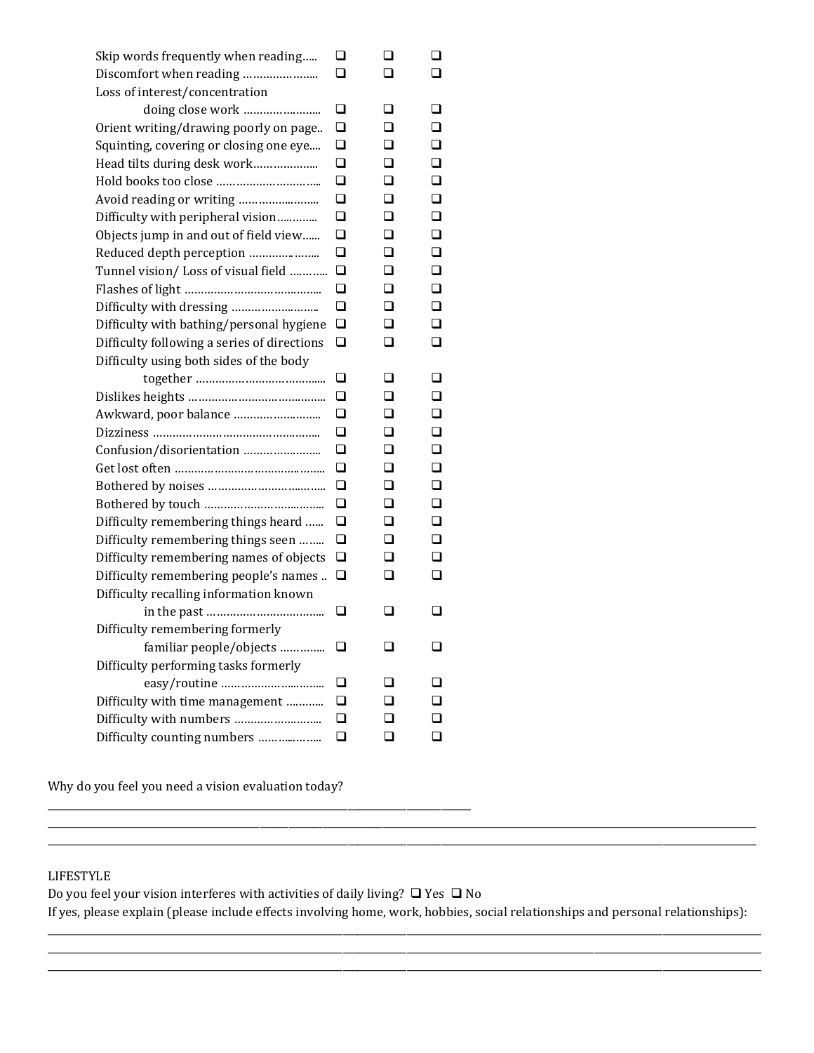| | | | |
|---|---|---|---|
| Skip words frequently when reading….. | ❑ | ❑ | ❑ |
| Discomfort when reading ………………….. | ❑ | ❑ | ❑ |
| Loss of interest/concentration doing close work …………………… | ❑ | ❑ | ❑ |
| Orient writing/drawing poorly on page.. | ❑ | ❑ | ❑ |
| Squinting, covering or closing one eye.... | ❑ | ❑ | ❑ |
| Head tilts during desk work……………….. | ❑ | ❑ | ❑ |
| Hold books too close ………………………….. | ❑ | ❑ | ❑ |
| Avoid reading or writing ……………………. | ❑ | ❑ | ❑ |
| Difficulty with peripheral vision……….. | ❑ | ❑ | ❑ |
| Objects jump in and out of field view...... | ❑ | ❑ | ❑ |
| Reduced depth perception ………………….. | ❑ | ❑ | ❑ |
| Tunnel vision/ Loss of visual field ……….. | ❑ | ❑ | ❑ |
| Flashes of light ………………………………….. | ❑ | ❑ | ❑ |
| Difficulty with dressing …………………….. | ❑ | ❑ | ❑ |
| Difficulty with bathing/personal hygiene | ❑ | ❑ | ❑ |
| Difficulty following a series of directions | ❑ | ❑ | ❑ |
| Difficulty using both sides of the body together ………………………………... | ❑ | ❑ | ❑ |
| Dislikes heights ……………………………….... | ❑ | ❑ | ❑ |
| Awkward, poor balance …………………….. | ❑ | ❑ | ❑ |
| Dizziness …………………………………………. | ❑ | ❑ | ❑ |
| Confusion/disorientation ………………….. | ❑ | ❑ | ❑ |
| Get lost often ……………………………….…... | ❑ | ❑ | ❑ |
| Bothered by noises ………………………...….. | ❑ | ❑ | ❑ |
| Bothered by touch ……………………………... | ❑ | ❑ | ❑ |
| Difficulty remembering things heard …... | ❑ | ❑ | ❑ |
| Difficulty remembering things seen …….. | ❑ | ❑ | ❑ |
| Difficulty remembering names of objects | ❑ | ❑ | ❑ |
| Difficulty remembering people's names .. | ❑ | ❑ | ❑ |
| Difficulty recalling information known in the past …………………………….. | ❑ | ❑ | ❑ |
| Difficulty remembering formerly familiar people/objects ………….. | ❑ | ❑ | ❑ |
| Difficulty performing tasks formerly easy/routine ……………….……….. | ❑ | ❑ | ❑ |
| Difficulty with time management ……….. | ❑ | ❑ | ❑ |
| Difficulty with numbers …………………….. | ❑ | ❑ | ❑ |
| Difficulty counting numbers ……….……... | ❑ | ❑ | ❑ |

Why do you feel you need a vision evaluation today? \_\_\_\_\_\_\_\_\_\_\_\_\_\_\_\_\_\_\_\_\_\_\_\_\_\_\_\_\_\_\_\_\_\_\_\_\_\_\_\_

\_\_\_\_\_\_\_\_\_\_\_\_\_\_\_\_\_\_\_\_\_\_\_\_\_\_\_\_\_\_\_\_\_\_\_\_\_\_\_\_\_\_\_\_\_\_\_\_\_\_\_\_\_\_\_\_\_\_\_\_\_\_\_\_\_\_\_\_\_\_\_\_\_\_\_\_\_\_

\_\_\_\_\_\_\_\_\_\_\_\_\_\_\_\_\_\_\_\_\_\_\_\_\_\_\_\_\_\_\_\_\_\_\_\_\_\_\_\_\_\_\_\_\_\_\_\_\_\_\_\_\_\_\_\_\_\_\_\_\_\_\_\_\_\_\_\_\_\_\_\_\_\_\_\_\_\_

LIFESTYLE

Do you feel your vision interferes with activities of daily living? ❑ Yes ❑ No

If yes, please explain (please include effects involving home, work, hobbies, social relationships and personal relationships):

\_\_\_\_\_\_\_\_\_\_\_\_\_\_\_\_\_\_\_\_\_\_\_\_\_\_\_\_\_\_\_\_\_\_\_\_\_\_\_\_\_\_\_\_\_\_\_\_\_\_\_\_\_\_\_\_\_\_\_\_\_\_\_\_\_\_\_\_\_\_\_\_\_\_\_\_\_\_

\_\_\_\_\_\_\_\_\_\_\_\_\_\_\_\_\_\_\_\_\_\_\_\_\_\_\_\_\_\_\_\_\_\_\_\_\_\_\_\_\_\_\_\_\_\_\_\_\_\_\_\_\_\_\_\_\_\_\_\_\_\_\_\_\_\_\_\_\_\_\_\_\_\_\_\_\_\_

\_\_\_\_\_\_\_\_\_\_\_\_\_\_\_\_\_\_\_\_\_\_\_\_\_\_\_\_\_\_\_\_\_\_\_\_\_\_\_\_\_\_\_\_\_\_\_\_\_\_\_\_\_\_\_\_\_\_\_\_\_\_\_\_\_\_\_\_\_\_\_\_\_\_\_\_\_\_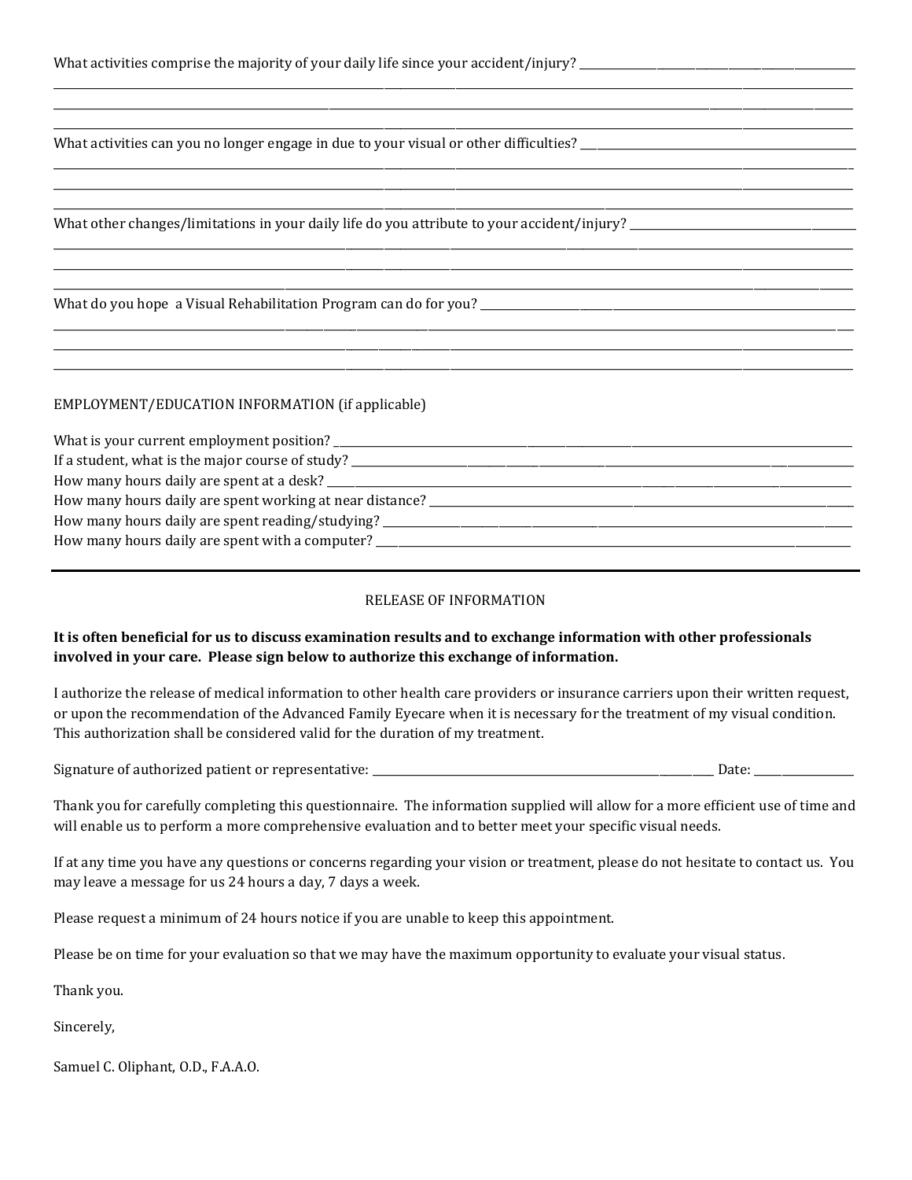What activities comprise the majority of your daily life since your accident/injury? ____________________________________________
______________________________________________________________________________________________________
______________________________________________________________________________________________________
______________________________________________________________________________________________________

What activities can you no longer engage in due to your visual or other difficulties? ____________________________________________
______________________________________________________________________________________________________
______________________________________________________________________________________________________
______________________________________________________________________________________________________

What other changes/limitations in your daily life do you attribute to your accident/injury? ________________________________________
______________________________________________________________________________________________________
______________________________________________________________________________________________________
______________________________________________________________________________________________________

What do you hope a Visual Rehabilitation Program can do for you? ____________________________________________________
______________________________________________________________________________________________________
______________________________________________________________________________________________________
______________________________________________________________________________________________________

EMPLOYMENT/EDUCATION INFORMATION (if applicable)

What is your current employment position? ______________________________________________________________
If a student, what is the major course of study? __________________________________________________________
How many hours daily are spent at a desk? ______________________________________________________________
How many hours daily are spent working at near distance? ________________________________________________
How many hours daily are spent reading/studying? ________________________________________________________
How many hours daily are spent with a computer? ________________________________________________________

---

RELEASE OF INFORMATION

**It is often beneficial for us to discuss examination results and to exchange information with other professionals involved in your care. Please sign below to authorize this exchange of information.**

I authorize the release of medical information to other health care providers or insurance carriers upon their written request, or upon the recommendation of the Advanced Family Eyecare when it is necessary for the treatment of my visual condition. This authorization shall be considered valid for the duration of my treatment.

Signature of authorized patient or representative: ____________________________________ Date: __________

Thank you for carefully completing this questionnaire. The information supplied will allow for a more efficient use of time and will enable us to perform a more comprehensive evaluation and to better meet your specific visual needs.

If at any time you have any questions or concerns regarding your vision or treatment, please do not hesitate to contact us. You may leave a message for us 24 hours a day, 7 days a week.

Please request a minimum of 24 hours notice if you are unable to keep this appointment.

Please be on time for your evaluation so that we may have the maximum opportunity to evaluate your visual status.

Thank you.

Sincerely,

Samuel C. Oliphant, O.D., F.A.A.O.